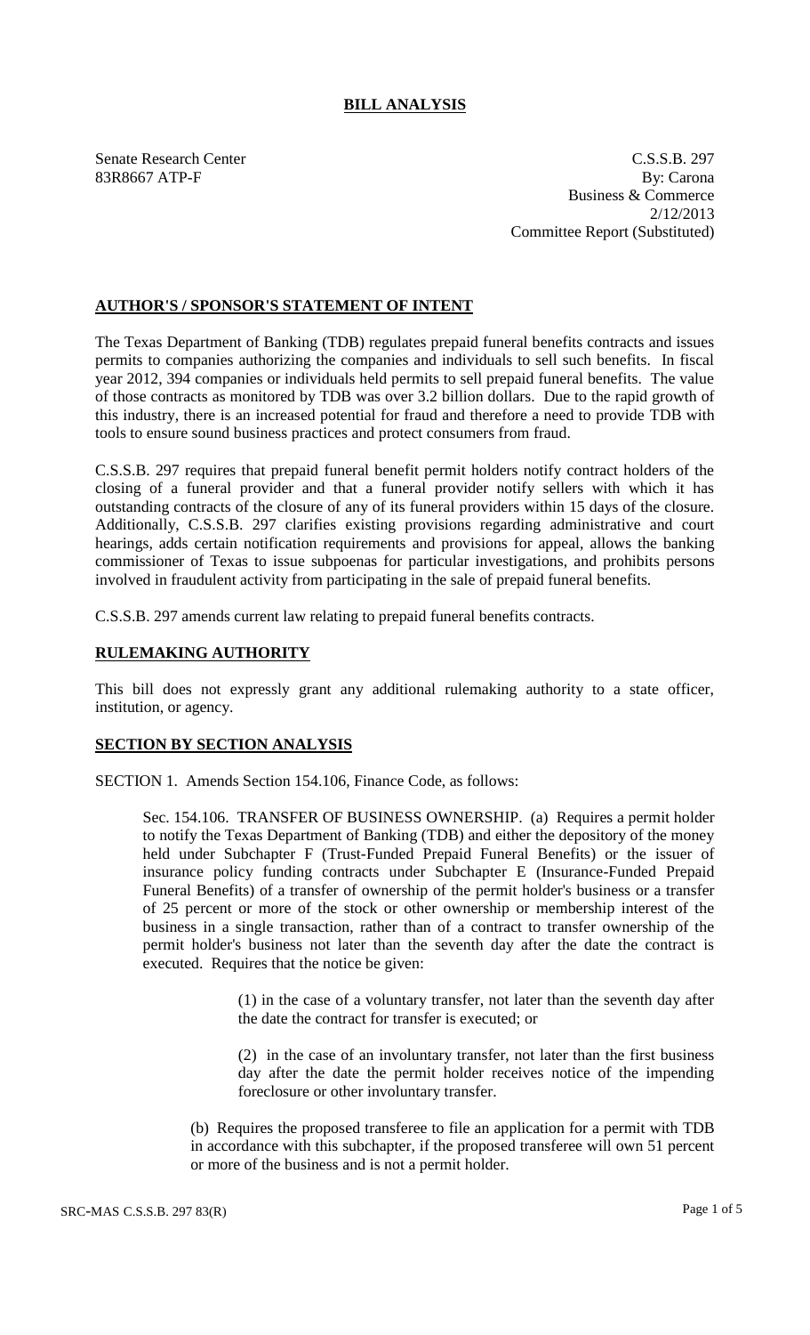# BILL ANALYSIS

Senate Research Center
83R8667 ATP-F

C.S.S.B. 297
By: Carona
Business & Commerce
2/12/2013
Committee Report (Substituted)

## AUTHOR'S / SPONSOR'S STATEMENT OF INTENT

The Texas Department of Banking (TDB) regulates prepaid funeral benefits contracts and issues permits to companies authorizing the companies and individuals to sell such benefits. In fiscal year 2012, 394 companies or individuals held permits to sell prepaid funeral benefits. The value of those contracts as monitored by TDB was over 3.2 billion dollars. Due to the rapid growth of this industry, there is an increased potential for fraud and therefore a need to provide TDB with tools to ensure sound business practices and protect consumers from fraud.

C.S.S.B. 297 requires that prepaid funeral benefit permit holders notify contract holders of the closing of a funeral provider and that a funeral provider notify sellers with which it has outstanding contracts of the closure of any of its funeral providers within 15 days of the closure. Additionally, C.S.S.B. 297 clarifies existing provisions regarding administrative and court hearings, adds certain notification requirements and provisions for appeal, allows the banking commissioner of Texas to issue subpoenas for particular investigations, and prohibits persons involved in fraudulent activity from participating in the sale of prepaid funeral benefits.

C.S.S.B. 297 amends current law relating to prepaid funeral benefits contracts.

## RULEMAKING AUTHORITY

This bill does not expressly grant any additional rulemaking authority to a state officer, institution, or agency.

## SECTION BY SECTION ANALYSIS

SECTION 1. Amends Section 154.106, Finance Code, as follows:

Sec. 154.106. TRANSFER OF BUSINESS OWNERSHIP. (a) Requires a permit holder to notify the Texas Department of Banking (TDB) and either the depository of the money held under Subchapter F (Trust-Funded Prepaid Funeral Benefits) or the issuer of insurance policy funding contracts under Subchapter E (Insurance-Funded Prepaid Funeral Benefits) of a transfer of ownership of the permit holder's business or a transfer of 25 percent or more of the stock or other ownership or membership interest of the business in a single transaction, rather than of a contract to transfer ownership of the permit holder's business not later than the seventh day after the date the contract is executed. Requires that the notice be given:

(1) in the case of a voluntary transfer, not later than the seventh day after the date the contract for transfer is executed; or

(2) in the case of an involuntary transfer, not later than the first business day after the date the permit holder receives notice of the impending foreclosure or other involuntary transfer.

(b) Requires the proposed transferee to file an application for a permit with TDB in accordance with this subchapter, if the proposed transferee will own 51 percent or more of the business and is not a permit holder.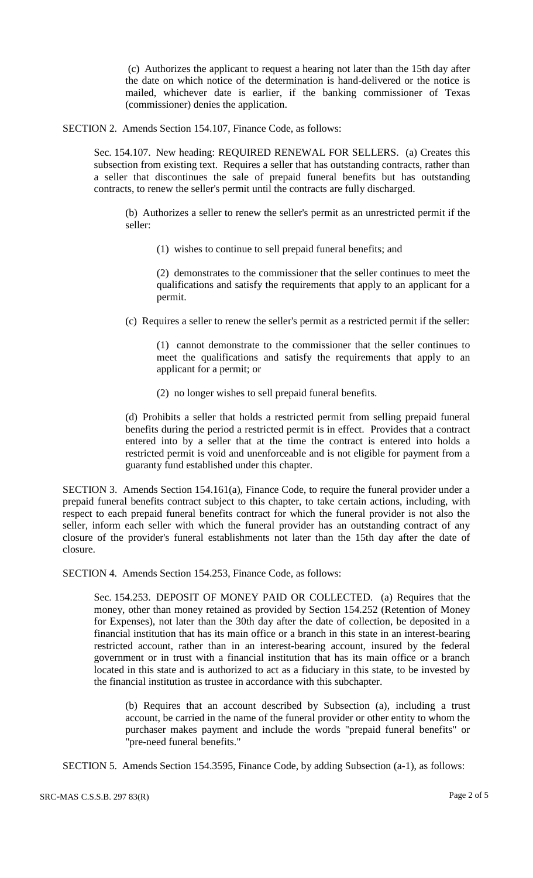(c) Authorizes the applicant to request a hearing not later than the 15th day after the date on which notice of the determination is hand-delivered or the notice is mailed, whichever date is earlier, if the banking commissioner of Texas (commissioner) denies the application.

SECTION 2. Amends Section 154.107, Finance Code, as follows:

Sec. 154.107. New heading: REQUIRED RENEWAL FOR SELLERS. (a) Creates this subsection from existing text. Requires a seller that has outstanding contracts, rather than a seller that discontinues the sale of prepaid funeral benefits but has outstanding contracts, to renew the seller's permit until the contracts are fully discharged.

(b) Authorizes a seller to renew the seller's permit as an unrestricted permit if the seller:

(1) wishes to continue to sell prepaid funeral benefits; and

(2) demonstrates to the commissioner that the seller continues to meet the qualifications and satisfy the requirements that apply to an applicant for a permit.

(c) Requires a seller to renew the seller's permit as a restricted permit if the seller:

(1) cannot demonstrate to the commissioner that the seller continues to meet the qualifications and satisfy the requirements that apply to an applicant for a permit; or

(2) no longer wishes to sell prepaid funeral benefits.

(d) Prohibits a seller that holds a restricted permit from selling prepaid funeral benefits during the period a restricted permit is in effect. Provides that a contract entered into by a seller that at the time the contract is entered into holds a restricted permit is void and unenforceable and is not eligible for payment from a guaranty fund established under this chapter.

SECTION 3. Amends Section 154.161(a), Finance Code, to require the funeral provider under a prepaid funeral benefits contract subject to this chapter, to take certain actions, including, with respect to each prepaid funeral benefits contract for which the funeral provider is not also the seller, inform each seller with which the funeral provider has an outstanding contract of any closure of the provider's funeral establishments not later than the 15th day after the date of closure.

SECTION 4. Amends Section 154.253, Finance Code, as follows:

Sec. 154.253. DEPOSIT OF MONEY PAID OR COLLECTED. (a) Requires that the money, other than money retained as provided by Section 154.252 (Retention of Money for Expenses), not later than the 30th day after the date of collection, be deposited in a financial institution that has its main office or a branch in this state in an interest-bearing restricted account, rather than in an interest-bearing account, insured by the federal government or in trust with a financial institution that has its main office or a branch located in this state and is authorized to act as a fiduciary in this state, to be invested by the financial institution as trustee in accordance with this subchapter.

(b) Requires that an account described by Subsection (a), including a trust account, be carried in the name of the funeral provider or other entity to whom the purchaser makes payment and include the words "prepaid funeral benefits" or "pre-need funeral benefits."

SECTION 5. Amends Section 154.3595, Finance Code, by adding Subsection (a-1), as follows: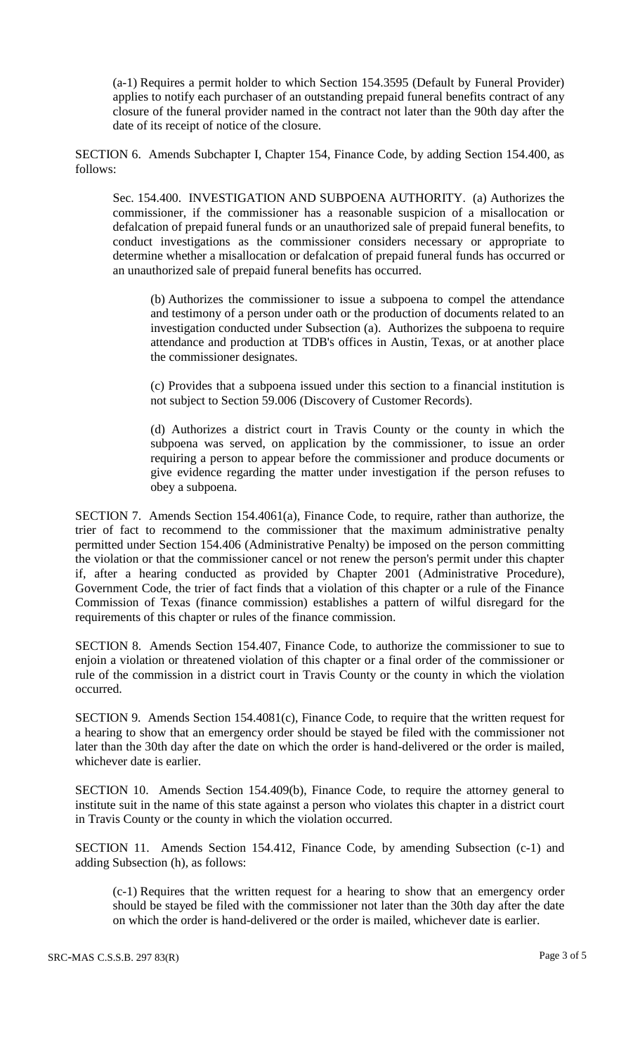(a-1) Requires a permit holder to which Section 154.3595 (Default by Funeral Provider) applies to notify each purchaser of an outstanding prepaid funeral benefits contract of any closure of the funeral provider named in the contract not later than the 90th day after the date of its receipt of notice of the closure.

SECTION 6. Amends Subchapter I, Chapter 154, Finance Code, by adding Section 154.400, as follows:

Sec. 154.400. INVESTIGATION AND SUBPOENA AUTHORITY. (a) Authorizes the commissioner, if the commissioner has a reasonable suspicion of a misallocation or defalcation of prepaid funeral funds or an unauthorized sale of prepaid funeral benefits, to conduct investigations as the commissioner considers necessary or appropriate to determine whether a misallocation or defalcation of prepaid funeral funds has occurred or an unauthorized sale of prepaid funeral benefits has occurred.

(b) Authorizes the commissioner to issue a subpoena to compel the attendance and testimony of a person under oath or the production of documents related to an investigation conducted under Subsection (a). Authorizes the subpoena to require attendance and production at TDB's offices in Austin, Texas, or at another place the commissioner designates.

(c) Provides that a subpoena issued under this section to a financial institution is not subject to Section 59.006 (Discovery of Customer Records).

(d) Authorizes a district court in Travis County or the county in which the subpoena was served, on application by the commissioner, to issue an order requiring a person to appear before the commissioner and produce documents or give evidence regarding the matter under investigation if the person refuses to obey a subpoena.

SECTION 7. Amends Section 154.4061(a), Finance Code, to require, rather than authorize, the trier of fact to recommend to the commissioner that the maximum administrative penalty permitted under Section 154.406 (Administrative Penalty) be imposed on the person committing the violation or that the commissioner cancel or not renew the person's permit under this chapter if, after a hearing conducted as provided by Chapter 2001 (Administrative Procedure), Government Code, the trier of fact finds that a violation of this chapter or a rule of the Finance Commission of Texas (finance commission) establishes a pattern of wilful disregard for the requirements of this chapter or rules of the finance commission.

SECTION 8. Amends Section 154.407, Finance Code, to authorize the commissioner to sue to enjoin a violation or threatened violation of this chapter or a final order of the commissioner or rule of the commission in a district court in Travis County or the county in which the violation occurred.

SECTION 9. Amends Section 154.4081(c), Finance Code, to require that the written request for a hearing to show that an emergency order should be stayed be filed with the commissioner not later than the 30th day after the date on which the order is hand-delivered or the order is mailed, whichever date is earlier.

SECTION 10. Amends Section 154.409(b), Finance Code, to require the attorney general to institute suit in the name of this state against a person who violates this chapter in a district court in Travis County or the county in which the violation occurred.

SECTION 11. Amends Section 154.412, Finance Code, by amending Subsection (c-1) and adding Subsection (h), as follows:

(c-1) Requires that the written request for a hearing to show that an emergency order should be stayed be filed with the commissioner not later than the 30th day after the date on which the order is hand-delivered or the order is mailed, whichever date is earlier.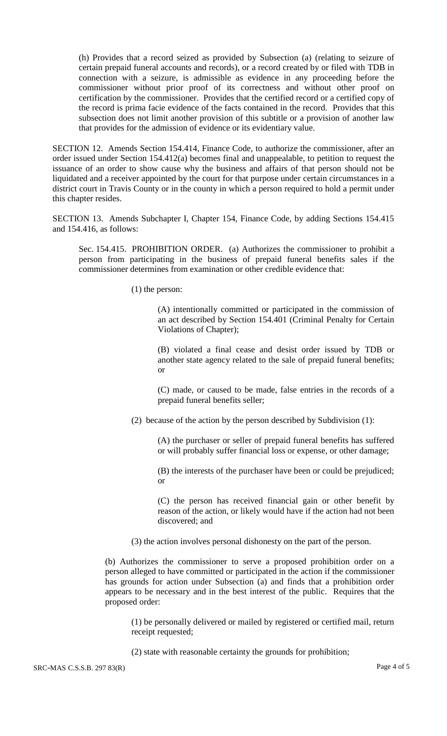(h) Provides that a record seized as provided by Subsection (a) (relating to seizure of certain prepaid funeral accounts and records), or a record created by or filed with TDB in connection with a seizure, is admissible as evidence in any proceeding before the commissioner without prior proof of its correctness and without other proof on certification by the commissioner. Provides that the certified record or a certified copy of the record is prima facie evidence of the facts contained in the record. Provides that this subsection does not limit another provision of this subtitle or a provision of another law that provides for the admission of evidence or its evidentiary value.

SECTION 12. Amends Section 154.414, Finance Code, to authorize the commissioner, after an order issued under Section 154.412(a) becomes final and unappealable, to petition to request the issuance of an order to show cause why the business and affairs of that person should not be liquidated and a receiver appointed by the court for that purpose under certain circumstances in a district court in Travis County or in the county in which a person required to hold a permit under this chapter resides.

SECTION 13. Amends Subchapter I, Chapter 154, Finance Code, by adding Sections 154.415 and 154.416, as follows:

Sec. 154.415. PROHIBITION ORDER. (a) Authorizes the commissioner to prohibit a person from participating in the business of prepaid funeral benefits sales if the commissioner determines from examination or other credible evidence that:

(1) the person:

(A) intentionally committed or participated in the commission of an act described by Section 154.401 (Criminal Penalty for Certain Violations of Chapter);

(B) violated a final cease and desist order issued by TDB or another state agency related to the sale of prepaid funeral benefits; or

(C) made, or caused to be made, false entries in the records of a prepaid funeral benefits seller;

(2) because of the action by the person described by Subdivision (1):

(A) the purchaser or seller of prepaid funeral benefits has suffered or will probably suffer financial loss or expense, or other damage;

(B) the interests of the purchaser have been or could be prejudiced; or

(C) the person has received financial gain or other benefit by reason of the action, or likely would have if the action had not been discovered; and

(3) the action involves personal dishonesty on the part of the person.

(b) Authorizes the commissioner to serve a proposed prohibition order on a person alleged to have committed or participated in the action if the commissioner has grounds for action under Subsection (a) and finds that a prohibition order appears to be necessary and in the best interest of the public. Requires that the proposed order:

(1) be personally delivered or mailed by registered or certified mail, return receipt requested;

(2) state with reasonable certainty the grounds for prohibition;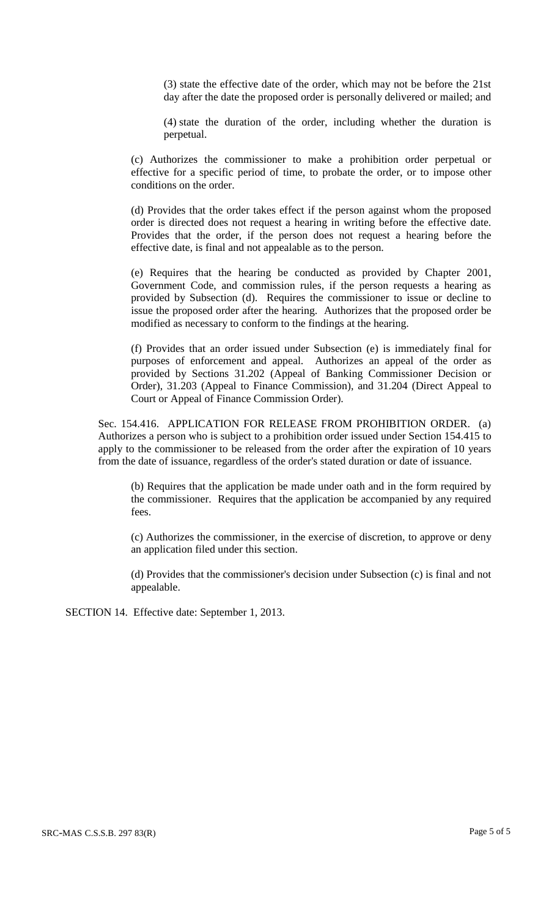(3) state the effective date of the order, which may not be before the 21st day after the date the proposed order is personally delivered or mailed; and

(4) state the duration of the order, including whether the duration is perpetual.

(c) Authorizes the commissioner to make a prohibition order perpetual or effective for a specific period of time, to probate the order, or to impose other conditions on the order.

(d) Provides that the order takes effect if the person against whom the proposed order is directed does not request a hearing in writing before the effective date. Provides that the order, if the person does not request a hearing before the effective date, is final and not appealable as to the person.

(e) Requires that the hearing be conducted as provided by Chapter 2001, Government Code, and commission rules, if the person requests a hearing as provided by Subsection (d). Requires the commissioner to issue or decline to issue the proposed order after the hearing. Authorizes that the proposed order be modified as necessary to conform to the findings at the hearing.

(f) Provides that an order issued under Subsection (e) is immediately final for purposes of enforcement and appeal. Authorizes an appeal of the order as provided by Sections 31.202 (Appeal of Banking Commissioner Decision or Order), 31.203 (Appeal to Finance Commission), and 31.204 (Direct Appeal to Court or Appeal of Finance Commission Order).

Sec. 154.416. APPLICATION FOR RELEASE FROM PROHIBITION ORDER. (a) Authorizes a person who is subject to a prohibition order issued under Section 154.415 to apply to the commissioner to be released from the order after the expiration of 10 years from the date of issuance, regardless of the order's stated duration or date of issuance.

(b) Requires that the application be made under oath and in the form required by the commissioner. Requires that the application be accompanied by any required fees.

(c) Authorizes the commissioner, in the exercise of discretion, to approve or deny an application filed under this section.

(d) Provides that the commissioner's decision under Subsection (c) is final and not appealable.

SECTION 14. Effective date: September 1, 2013.

SRC-MAS C.S.S.B. 297 83(R)